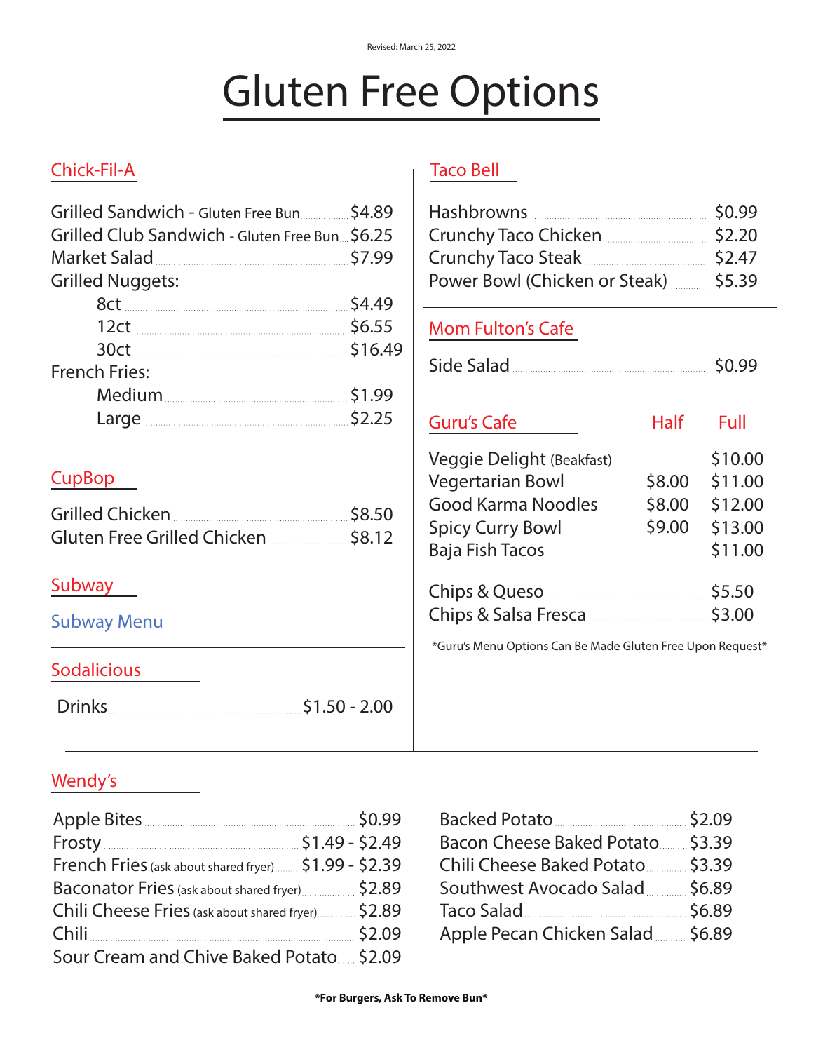Revised: March 25, 2022

# Gluten Free Options

## Chick-Fil-A

| Item | Price |
|---|---|
| Grilled Sandwich - Gluten Free Bun | $4.89 |
| Grilled Club Sandwich - Gluten Free Bun | $6.25 |
| Market Salad | $7.99 |
| Grilled Nuggets: | |
| 8ct | $4.49 |
| 12ct | $6.55 |
| 30ct | $16.49 |
| French Fries: | |
| Medium | $1.99 |
| Large | $2.25 |

## CupBop

| Item | Price |
|---|---|
| Grilled Chicken | $8.50 |
| Gluten Free Grilled Chicken | $8.12 |

## Subway

Subway Menu

## Sodalicious

| Item | Price |
|---|---|
| Drinks | $1.50 - 2.00 |

## Taco Bell

| Item | Price |
|---|---|
| Hashbrowns | $0.99 |
| Crunchy Taco Chicken | $2.20 |
| Crunchy Taco Steak | $2.47 |
| Power Bowl (Chicken or Steak) | $5.39 |

## Mom Fulton's Cafe

| Item | Price |
|---|---|
| Side Salad | $0.99 |

## Guru's Cafe

| Item | Half | Full |
|---|---|---|
| Veggie Delight (Beakfast) | | $10.00 |
| Vegertarian Bowl | $8.00 | $11.00 |
| Good Karma Noodles | $8.00 | $12.00 |
| Spicy Curry Bowl | $9.00 | $13.00 |
| Baja Fish Tacos | | $11.00 |

| Item | Price |
|---|---|
| Chips & Queso | $5.50 |
| Chips & Salsa Fresca | $3.00 |

*Guru's Menu Options Can Be Made Gluten Free Upon Request*

## Wendy's

| Item | Price |
|---|---|
| Apple Bites | $0.99 |
| Frosty | $1.49 - $2.49 |
| French Fries (ask about shared fryer) | $1.99 - $2.39 |
| Baconator Fries (ask about shared fryer) | $2.89 |
| Chili Cheese Fries (ask about shared fryer) | $2.89 |
| Chili | $2.09 |
| Sour Cream and Chive Baked Potato | $2.09 |
| Backed Potato | $2.09 |
| Bacon Cheese Baked Potato | $3.39 |
| Chili Cheese Baked Potato | $3.39 |
| Southwest Avocado Salad | $6.89 |
| Taco Salad | $6.89 |
| Apple Pecan Chicken Salad | $6.89 |

**\*For Burgers, Ask To Remove Bun\***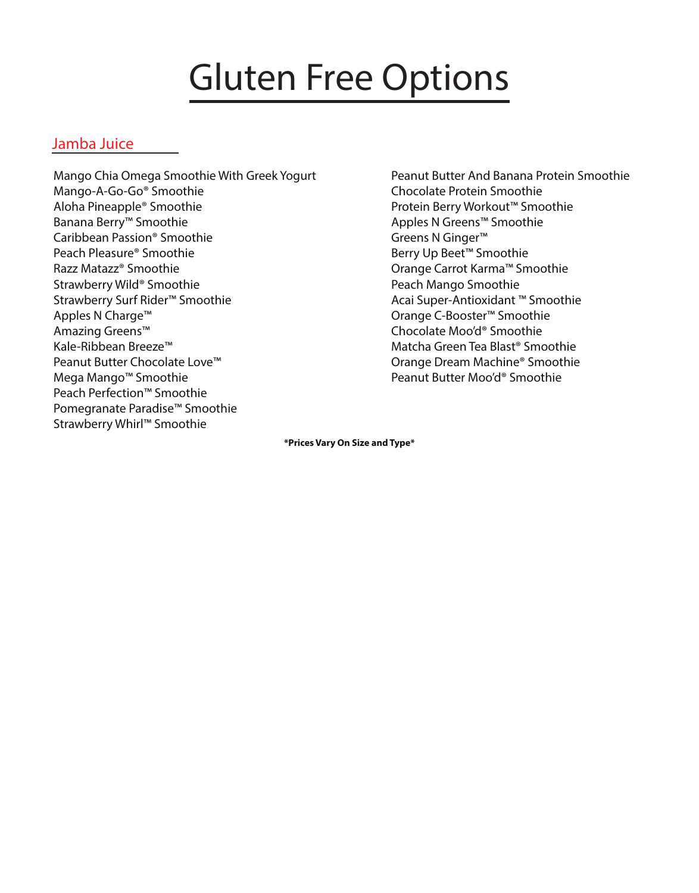# Gluten Free Options

## Jamba Juice

Mango Chia Omega Smoothie With Greek Yogurt
Mango-A-Go-Go® Smoothie
Aloha Pineapple® Smoothie
Banana Berry™ Smoothie
Caribbean Passion® Smoothie
Peach Pleasure® Smoothie
Razz Matazz® Smoothie
Strawberry Wild® Smoothie
Strawberry Surf Rider™ Smoothie
Apples N Charge™
Amazing Greens™
Kale-Ribbean Breeze™
Peanut Butter Chocolate Love™
Mega Mango™ Smoothie
Peach Perfection™ Smoothie
Pomegranate Paradise™ Smoothie
Strawberry Whirl™ Smoothie
Peanut Butter And Banana Protein Smoothie
Chocolate Protein Smoothie
Protein Berry Workout™ Smoothie
Apples N Greens™ Smoothie
Greens N Ginger™
Berry Up Beet™ Smoothie
Orange Carrot Karma™ Smoothie
Peach Mango Smoothie
Acai Super-Antioxidant ™ Smoothie
Orange C-Booster™ Smoothie
Chocolate Moo'd® Smoothie
Matcha Green Tea Blast® Smoothie
Orange Dream Machine® Smoothie
Peanut Butter Moo'd® Smoothie

**\*Prices Vary On Size and Type\***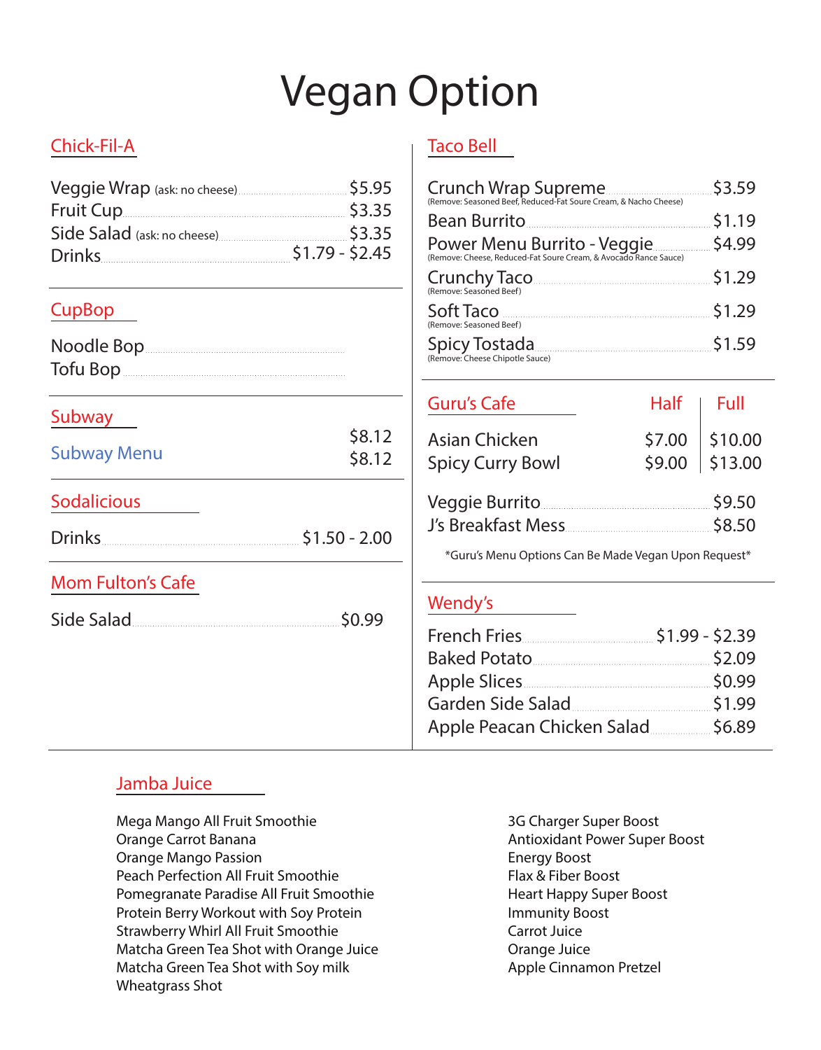# Vegan Option

## Chick-Fil-A

| | |
|---|---|
| Veggie Wrap (ask: no cheese) | $5.95 |
| Fruit Cup | $3.35 |
| Side Salad (ask: no cheese) | $3.35 |
| Drinks | $1.79 - $2.45 |

## CupBop

Noodle Bop

Tofu Bop

## Subway

| | |
|---|---|
| Subway Menu | $8.12 |
| | $8.12 |

## Sodalicious

| | |
|---|---|
| Drinks | $1.50 - 2.00 |

## Mom Fulton's Cafe

| | |
|---|---|
| Side Salad | $0.99 |

## Taco Bell

| | |
|---|---|
| Crunch Wrap Supreme (Remove: Seasoned Beef, Reduced-Fat Soure Cream, & Nacho Cheese) | $3.59 |
| Bean Burrito | $1.19 |
| Power Menu Burrito - Veggie (Remove: Cheese, Reduced-Fat Soure Cream, & Avocado Rance Sauce) | $4.99 |
| Crunchy Taco (Remove: Seasoned Beef) | $1.29 |
| Soft Taco (Remove: Seasoned Beef) | $1.29 |
| Spicy Tostada (Remove: Cheese Chipotle Sauce) | $1.59 |

## Guru's Cafe

| | Half | Full |
|---|---|---|
| Asian Chicken | $7.00 | $10.00 |
| Spicy Curry Bowl | $9.00 | $13.00 |

| | |
|---|---|
| Veggie Burrito | $9.50 |
| J's Breakfast Mess | $8.50 |

*Guru's Menu Options Can Be Made Vegan Upon Request*

## Wendy's

| | |
|---|---|
| French Fries | $1.99 - $2.39 |
| Baked Potato | $2.09 |
| Apple Slices | $0.99 |
| Garden Side Salad | $1.99 |
| Apple Peacan Chicken Salad | $6.89 |

## Jamba Juice

Mega Mango All Fruit Smoothie
Orange Carrot Banana
Orange Mango Passion
Peach Perfection All Fruit Smoothie
Pomegranate Paradise All Fruit Smoothie
Protein Berry Workout with Soy Protein
Strawberry Whirl All Fruit Smoothie
Matcha Green Tea Shot with Orange Juice
Matcha Green Tea Shot with Soy milk
Wheatgrass Shot
3G Charger Super Boost
Antioxidant Power Super Boost
Energy Boost
Flax & Fiber Boost
Heart Happy Super Boost
Immunity Boost
Carrot Juice
Orange Juice
Apple Cinnamon Pretzel